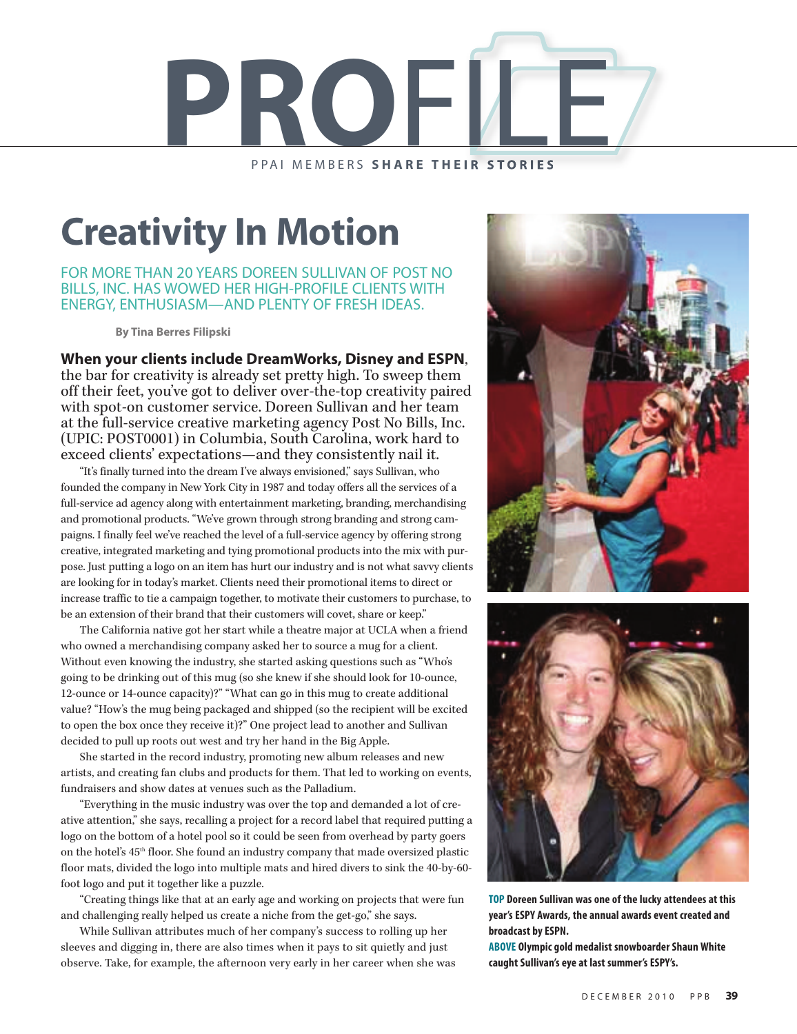# PROFILE

PPAI MEMBERS **SHARE THEIR STORIES**

## Creativity In Motion

FOR MORE THAN 20 YEARS DOREEN SULLIVAN OF POST NO BILLS, INC. HAS WOWED HER HIGH-PROFILE CLIENTS WITH ENERGY, ENTHUSIASM—AND PLENTY OF FRESH IDEAS.

**By Tina Berres Filipski**

**When your clients include DreamWorks, Disney and ESPN**, the bar for creativity is already set pretty high. To sweep them off their feet, you've got to deliver over-the-top creativity paired with spot-on customer service. Doreen Sullivan and her team at the full-service creative marketing agency Post No Bills, Inc. (UPIC: POST0001) in Columbia, South Carolina, work hard to exceed clients' expectations—and they consistently nail it.

"It's finally turned into the dream I've always envisioned," says Sullivan, who founded the company in New York City in 1987 and today offers all the services of a full-service ad agency along with entertainment marketing, branding, merchandising and promotional products. "We've grown through strong branding and strong campaigns. I finally feel we've reached the level of a full-service agency by offering strong creative, integrated marketing and tying promotional products into the mix with purpose. Just putting a logo on an item has hurt our industry and is not what savvy clients are looking for in today's market. Clients need their promotional items to direct or increase traffic to tie a campaign together, to motivate their customers to purchase, to be an extension of their brand that their customers will covet, share or keep."

The California native got her start while a theatre major at UCLA when a friend who owned a merchandising company asked her to source a mug for a client. Without even knowing the industry, she started asking questions such as "Who's going to be drinking out of this mug (so she knew if she should look for 10-ounce, 12-ounce or 14-ounce capacity)?" "What can go in this mug to create additional value? "How's the mug being packaged and shipped (so the recipient will be excited to open the box once they receive it)?" One project lead to another and Sullivan decided to pull up roots out west and try her hand in the Big Apple.

She started in the record industry, promoting new album releases and new artists, and creating fan clubs and products for them. That led to working on events, fundraisers and show dates at venues such as the Palladium.

"Everything in the music industry was over the top and demanded a lot of creative attention," she says, recalling a project for a record label that required putting a logo on the bottom of a hotel pool so it could be seen from overhead by party goers on the hotel's 45th floor. She found an industry company that made oversized plastic floor mats, divided the logo into multiple mats and hired divers to sink the 40-by-60-foot logo and put it together like a puzzle.

"Creating things like that at an early age and working on projects that were fun and challenging really helped us create a niche from the get-go," she says.

While Sullivan attributes much of her company's success to rolling up her sleeves and digging in, there are also times when it pays to sit quietly and just observe. Take, for example, the afternoon very early in her career when she was

**TOP** Doreen Sullivan was one of the lucky attendees at this year's ESPY Awards, the annual awards event created and broadcast by ESPN.

**ABOVE** Olympic gold medalist snowboarder Shaun White caught Sullivan's eye at last summer's ESPY's.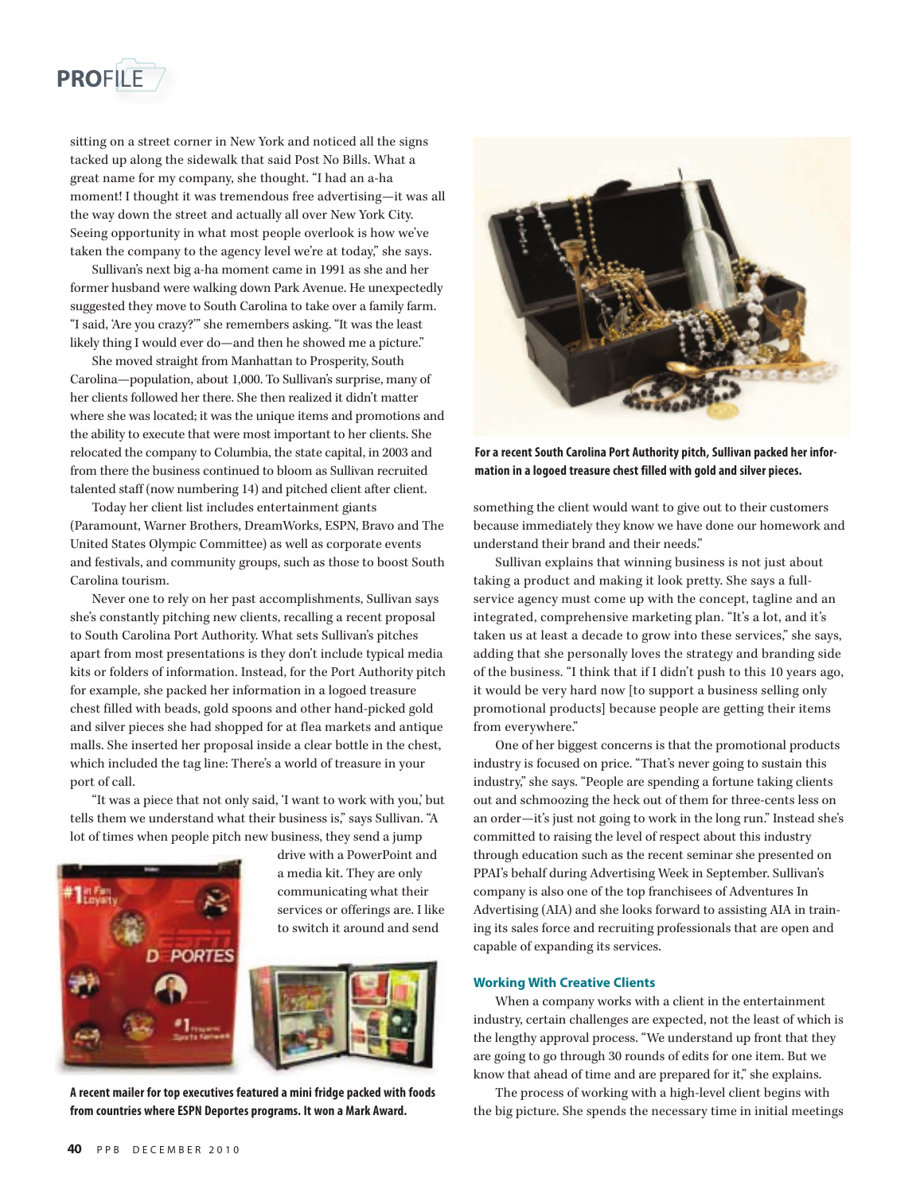sitting on a street corner in New York and noticed all the signs tacked up along the sidewalk that said Post No Bills. What a great name for my company, she thought. "I had an a-ha moment! I thought it was tremendous free advertising—it was all the way down the street and actually all over New York City. Seeing opportunity in what most people overlook is how we've taken the company to the agency level we're at today," she says.

Sullivan's next big a-ha moment came in 1991 as she and her former husband were walking down Park Avenue. He unexpectedly suggested they move to South Carolina to take over a family farm. "I said, 'Are you crazy?'" she remembers asking. "It was the least likely thing I would ever do—and then he showed me a picture."

She moved straight from Manhattan to Prosperity, South Carolina—population, about 1,000. To Sullivan's surprise, many of her clients followed her there. She then realized it didn't matter where she was located; it was the unique items and promotions and the ability to execute that were most important to her clients. She relocated the company to Columbia, the state capital, in 2003 and from there the business continued to bloom as Sullivan recruited talented staff (now numbering 14) and pitched client after client.

Today her client list includes entertainment giants (Paramount, Warner Brothers, DreamWorks, ESPN, Bravo and The United States Olympic Committee) as well as corporate events and festivals, and community groups, such as those to boost South Carolina tourism.

Never one to rely on her past accomplishments, Sullivan says she's constantly pitching new clients, recalling a recent proposal to South Carolina Port Authority. What sets Sullivan's pitches apart from most presentations is they don't include typical media kits or folders of information. Instead, for the Port Authority pitch for example, she packed her information in a logoed treasure chest filled with beads, gold spoons and other hand-picked gold and silver pieces she had shopped for at flea markets and antique malls. She inserted her proposal inside a clear bottle in the chest, which included the tag line: There's a world of treasure in your port of call.

"It was a piece that not only said, 'I want to work with you,' but tells them we understand what their business is," says Sullivan. "A lot of times when people pitch new business, they send a jump drive with a PowerPoint and a media kit. They are only communicating what their services or offerings are. I like to switch it around and send something the client would want to give out to their customers because immediately they know we have done our homework and understand their brand and their needs."

**A recent mailer for top executives featured a mini fridge packed with foods from countries where ESPN Deportes programs. It won a Mark Award.**

**For a recent South Carolina Port Authority pitch, Sullivan packed her information in a logoed treasure chest filled with gold and silver pieces.**

Sullivan explains that winning business is not just about taking a product and making it look pretty. She says a full-service agency must come up with the concept, tagline and an integrated, comprehensive marketing plan. "It's a lot, and it's taken us at least a decade to grow into these services," she says, adding that she personally loves the strategy and branding side of the business. "I think that if I didn't push to this 10 years ago, it would be very hard now [to support a business selling only promotional products] because people are getting their items from everywhere."

One of her biggest concerns is that the promotional products industry is focused on price. "That's never going to sustain this industry," she says. "People are spending a fortune taking clients out and schmoozing the heck out of them for three-cents less on an order—it's just not going to work in the long run." Instead she's committed to raising the level of respect about this industry through education such as the recent seminar she presented on PPAI's behalf during Advertising Week in September. Sullivan's company is also one of the top franchisees of Adventures In Advertising (AIA) and she looks forward to assisting AIA in training its sales force and recruiting professionals that are open and capable of expanding its services.

### Working With Creative Clients

When a company works with a client in the entertainment industry, certain challenges are expected, not the least of which is the lengthy approval process. "We understand up front that they are going to go through 30 rounds of edits for one item. But we know that ahead of time and are prepared for it," she explains.

The process of working with a high-level client begins with the big picture. She spends the necessary time in initial meetings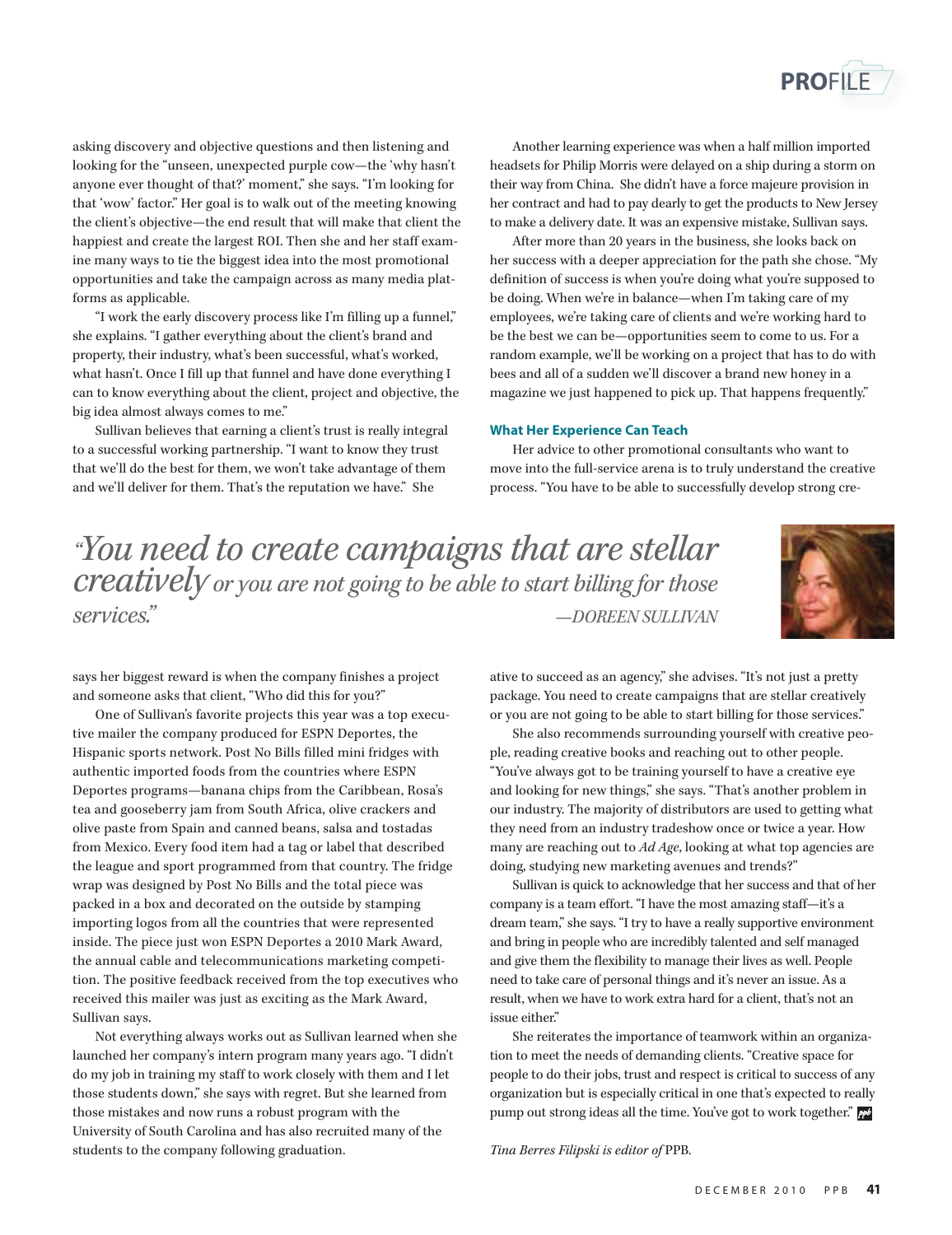asking discovery and objective questions and then listening and looking for the "unseen, unexpected purple cow—the 'why hasn't anyone ever thought of that?' moment," she says. "I'm looking for that 'wow' factor." Her goal is to walk out of the meeting knowing the client's objective—the end result that will make that client the happiest and create the largest ROI. Then she and her staff examine many ways to tie the biggest idea into the most promotional opportunities and take the campaign across as many media platforms as applicable.

"I work the early discovery process like I'm filling up a funnel," she explains. "I gather everything about the client's brand and property, their industry, what's been successful, what's worked, what hasn't. Once I fill up that funnel and have done everything I can to know everything about the client, project and objective, the big idea almost always comes to me."

Sullivan believes that earning a client's trust is really integral to a successful working partnership. "I want to know they trust that we'll do the best for them, we won't take advantage of them and we'll deliver for them. That's the reputation we have." She says her biggest reward is when the company finishes a project and someone asks that client, "Who did this for you?"

One of Sullivan's favorite projects this year was a top executive mailer the company produced for ESPN Deportes, the Hispanic sports network. Post No Bills filled mini fridges with authentic imported foods from the countries where ESPN Deportes programs—banana chips from the Caribbean, Rosa's tea and gooseberry jam from South Africa, olive crackers and olive paste from Spain and canned beans, salsa and tostadas from Mexico. Every food item had a tag or label that described the league and sport programmed from that country. The fridge wrap was designed by Post No Bills and the total piece was packed in a box and decorated on the outside by stamping importing logos from all the countries that were represented inside. The piece just won ESPN Deportes a 2010 Mark Award, the annual cable and telecommunications marketing competition. The positive feedback received from the top executives who received this mailer was just as exciting as the Mark Award, Sullivan says.

Not everything always works out as Sullivan learned when she launched her company's intern program many years ago. "I didn't do my job in training my staff to work closely with them and I let those students down," she says with regret. But she learned from those mistakes and now runs a robust program with the University of South Carolina and has also recruited many of the students to the company following graduation.

Another learning experience was when a half million imported headsets for Philip Morris were delayed on a ship during a storm on their way from China. She didn't have a force majeure provision in her contract and had to pay dearly to get the products to New Jersey to make a delivery date. It was an expensive mistake, Sullivan says.

After more than 20 years in the business, she looks back on her success with a deeper appreciation for the path she chose. "My definition of success is when you're doing what you're supposed to be doing. When we're in balance—when I'm taking care of my employees, we're taking care of clients and we're working hard to be the best we can be—opportunities seem to come to us. For a random example, we'll be working on a project that has to do with bees and all of a sudden we'll discover a brand new honey in a magazine we just happened to pick up. That happens frequently."

### What Her Experience Can Teach

Her advice to other promotional consultants who want to move into the full-service arena is to truly understand the creative process. "You have to be able to successfully develop strong creative to succeed as an agency," she advises. "It's not just a pretty package. You need to create campaigns that are stellar creatively or you are not going to be able to start billing for those services."

*"You need to create campaigns that are stellar creatively or you are not going to be able to start billing for those services."* —DOREEN SULLIVAN

She also recommends surrounding yourself with creative people, reading creative books and reaching out to other people. "You've always got to be training yourself to have a creative eye and looking for new things," she says. "That's another problem in our industry. The majority of distributors are used to getting what they need from an industry tradeshow once or twice a year. How many are reaching out to *Ad Age*, looking at what top agencies are doing, studying new marketing avenues and trends?"

Sullivan is quick to acknowledge that her success and that of her company is a team effort. "I have the most amazing staff—it's a dream team," she says. "I try to have a really supportive environment and bring in people who are incredibly talented and self managed and give them the flexibility to manage their lives as well. People need to take care of personal things and it's never an issue. As a result, when we have to work extra hard for a client, that's not an issue either."

She reiterates the importance of teamwork within an organization to meet the needs of demanding clients. "Creative space for people to do their jobs, trust and respect is critical to success of any organization but is especially critical in one that's expected to really pump out strong ideas all the time. You've got to work together."

*Tina Berres Filipski is editor of* PPB.